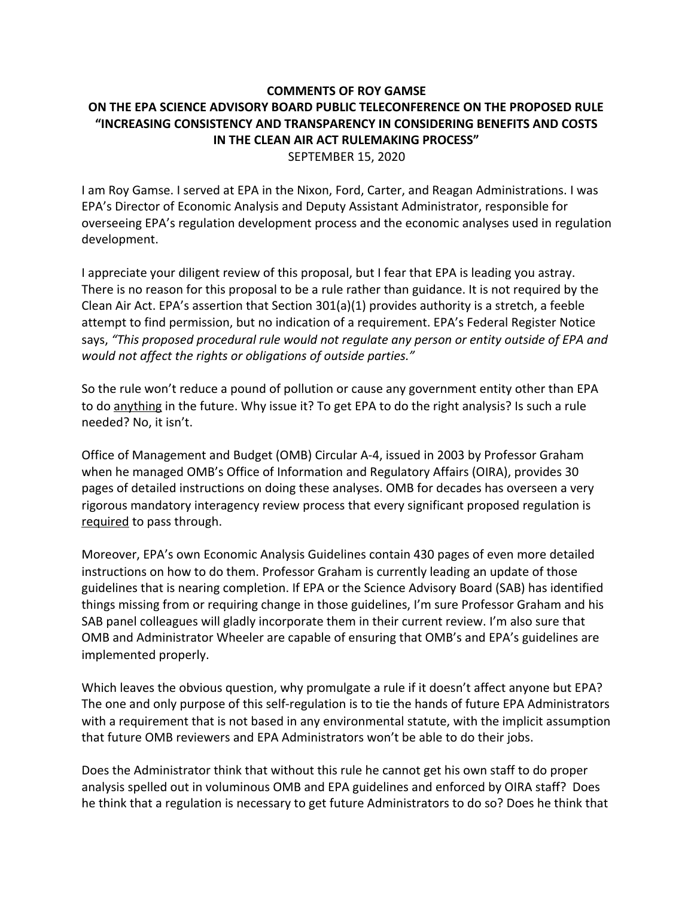**COMMENTS OF ROY GAMSE**
**ON THE EPA SCIENCE ADVISORY BOARD PUBLIC TELECONFERENCE ON THE PROPOSED RULE "INCREASING CONSISTENCY AND TRANSPARENCY IN CONSIDERING BENEFITS AND COSTS IN THE CLEAN AIR ACT RULEMAKING PROCESS"**
SEPTEMBER 15, 2020

I am Roy Gamse. I served at EPA in the Nixon, Ford, Carter, and Reagan Administrations. I was EPA's Director of Economic Analysis and Deputy Assistant Administrator, responsible for overseeing EPA's regulation development process and the economic analyses used in regulation development.

I appreciate your diligent review of this proposal, but I fear that EPA is leading you astray. There is no reason for this proposal to be a rule rather than guidance. It is not required by the Clean Air Act. EPA's assertion that Section 301(a)(1) provides authority is a stretch, a feeble attempt to find permission, but no indication of a requirement. EPA's Federal Register Notice says, *"This proposed procedural rule would not regulate any person or entity outside of EPA and would not affect the rights or obligations of outside parties."*

So the rule won't reduce a pound of pollution or cause any government entity other than EPA to do <u>anything</u> in the future. Why issue it? To get EPA to do the right analysis? Is such a rule needed? No, it isn't.

Office of Management and Budget (OMB) Circular A-4, issued in 2003 by Professor Graham when he managed OMB's Office of Information and Regulatory Affairs (OIRA), provides 30 pages of detailed instructions on doing these analyses. OMB for decades has overseen a very rigorous mandatory interagency review process that every significant proposed regulation is <u>required</u> to pass through.

Moreover, EPA's own Economic Analysis Guidelines contain 430 pages of even more detailed instructions on how to do them. Professor Graham is currently leading an update of those guidelines that is nearing completion. If EPA or the Science Advisory Board (SAB) has identified things missing from or requiring change in those guidelines, I'm sure Professor Graham and his SAB panel colleagues will gladly incorporate them in their current review. I'm also sure that OMB and Administrator Wheeler are capable of ensuring that OMB's and EPA's guidelines are implemented properly.

Which leaves the obvious question, why promulgate a rule if it doesn't affect anyone but EPA? The one and only purpose of this self-regulation is to tie the hands of future EPA Administrators with a requirement that is not based in any environmental statute, with the implicit assumption that future OMB reviewers and EPA Administrators won't be able to do their jobs.

Does the Administrator think that without this rule he cannot get his own staff to do proper analysis spelled out in voluminous OMB and EPA guidelines and enforced by OIRA staff? Does he think that a regulation is necessary to get future Administrators to do so? Does he think that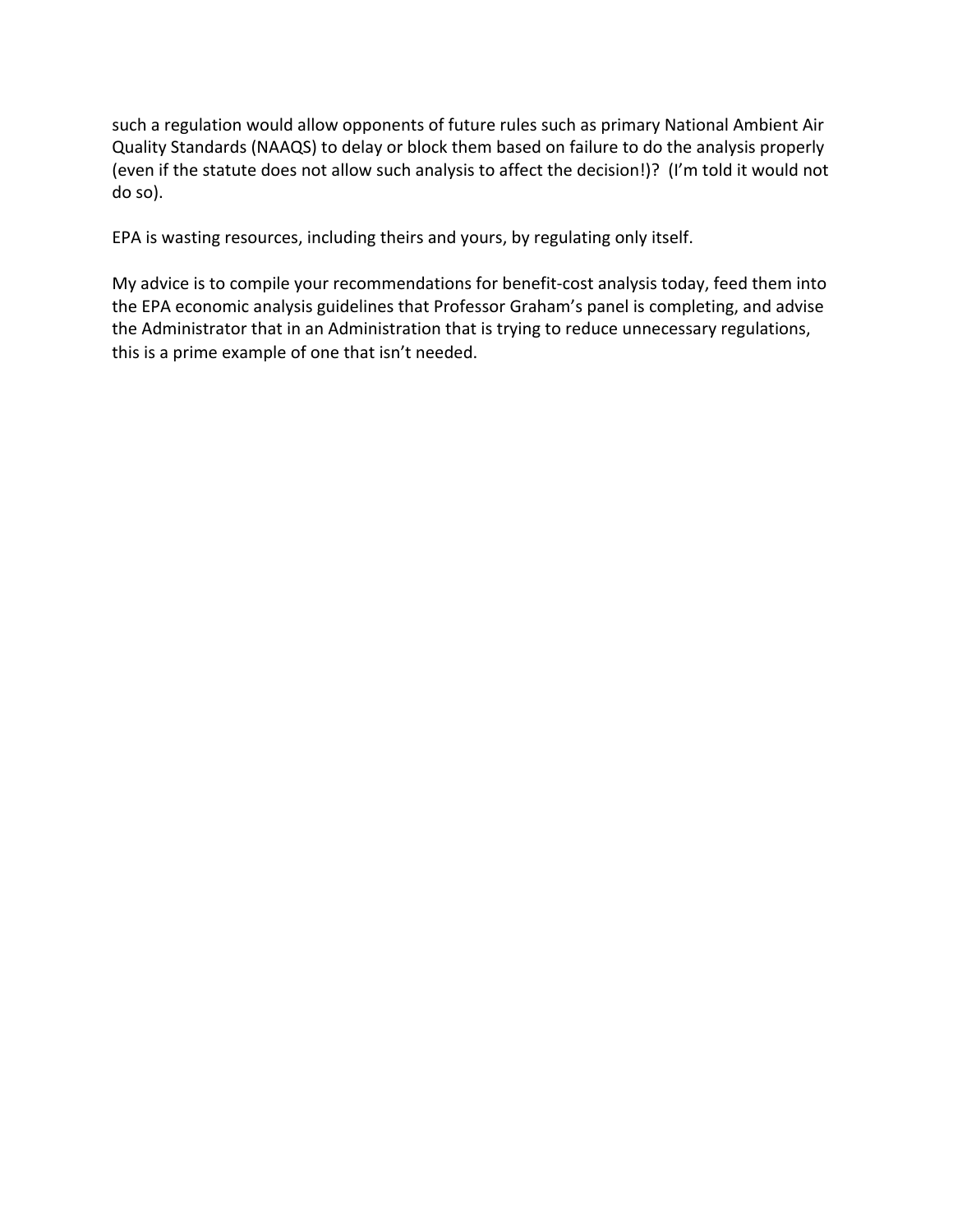such a regulation would allow opponents of future rules such as primary National Ambient Air Quality Standards (NAAQS) to delay or block them based on failure to do the analysis properly (even if the statute does not allow such analysis to affect the decision!)? (I'm told it would not do so).

EPA is wasting resources, including theirs and yours, by regulating only itself.

My advice is to compile your recommendations for benefit-cost analysis today, feed them into the EPA economic analysis guidelines that Professor Graham's panel is completing, and advise the Administrator that in an Administration that is trying to reduce unnecessary regulations, this is a prime example of one that isn't needed.